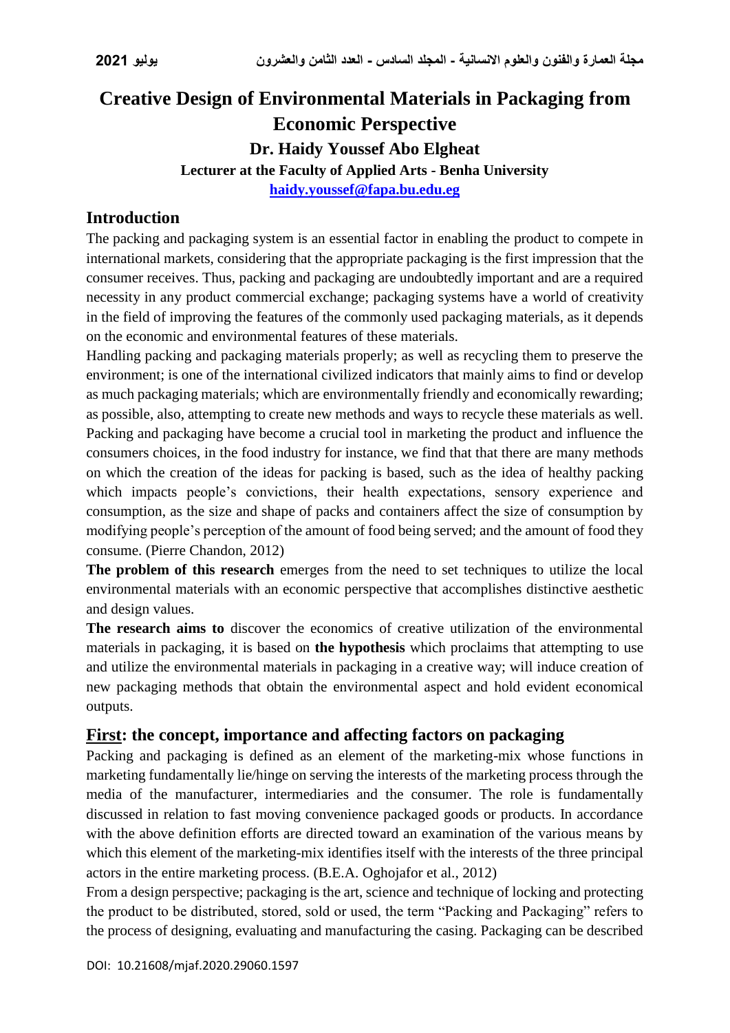# Creative Design of Environmental Materials in Packaging from Economic Perspective

**Dr. Haidy Youssef Abo Elgheat**

**Lecturer at the Faculty of Applied Arts - Benha University**

**haidy.youssef@fapa.bu.edu.eg**

## Introduction

The packing and packaging system is an essential factor in enabling the product to compete in international markets, considering that the appropriate packaging is the first impression that the consumer receives. Thus, packing and packaging are undoubtedly important and are a required necessity in any product commercial exchange; packaging systems have a world of creativity in the field of improving the features of the commonly used packaging materials, as it depends on the economic and environmental features of these materials.

Handling packing and packaging materials properly; as well as recycling them to preserve the environment; is one of the international civilized indicators that mainly aims to find or develop as much packaging materials; which are environmentally friendly and economically rewarding; as possible, also, attempting to create new methods and ways to recycle these materials as well. Packing and packaging have become a crucial tool in marketing the product and influence the consumers choices, in the food industry for instance, we find that that there are many methods on which the creation of the ideas for packing is based, such as the idea of healthy packing which impacts people's convictions, their health expectations, sensory experience and consumption, as the size and shape of packs and containers affect the size of consumption by modifying people's perception of the amount of food being served; and the amount of food they consume. (Pierre Chandon, 2012)

**The problem of this research** emerges from the need to set techniques to utilize the local environmental materials with an economic perspective that accomplishes distinctive aesthetic and design values.

**The research aims to** discover the economics of creative utilization of the environmental materials in packaging, it is based on **the hypothesis** which proclaims that attempting to use and utilize the environmental materials in packaging in a creative way; will induce creation of new packaging methods that obtain the environmental aspect and hold evident economical outputs.

## First: the concept, importance and affecting factors on packaging

Packing and packaging is defined as an element of the marketing-mix whose functions in marketing fundamentally lie/hinge on serving the interests of the marketing process through the media of the manufacturer, intermediaries and the consumer. The role is fundamentally discussed in relation to fast moving convenience packaged goods or products. In accordance with the above definition efforts are directed toward an examination of the various means by which this element of the marketing-mix identifies itself with the interests of the three principal actors in the entire marketing process. (B.E.A. Oghojafor et al., 2012)

From a design perspective; packaging is the art, science and technique of locking and protecting the product to be distributed, stored, sold or used, the term "Packing and Packaging" refers to the process of designing, evaluating and manufacturing the casing. Packaging can be described

DOI: 10.21608/mjaf.2020.29060.1597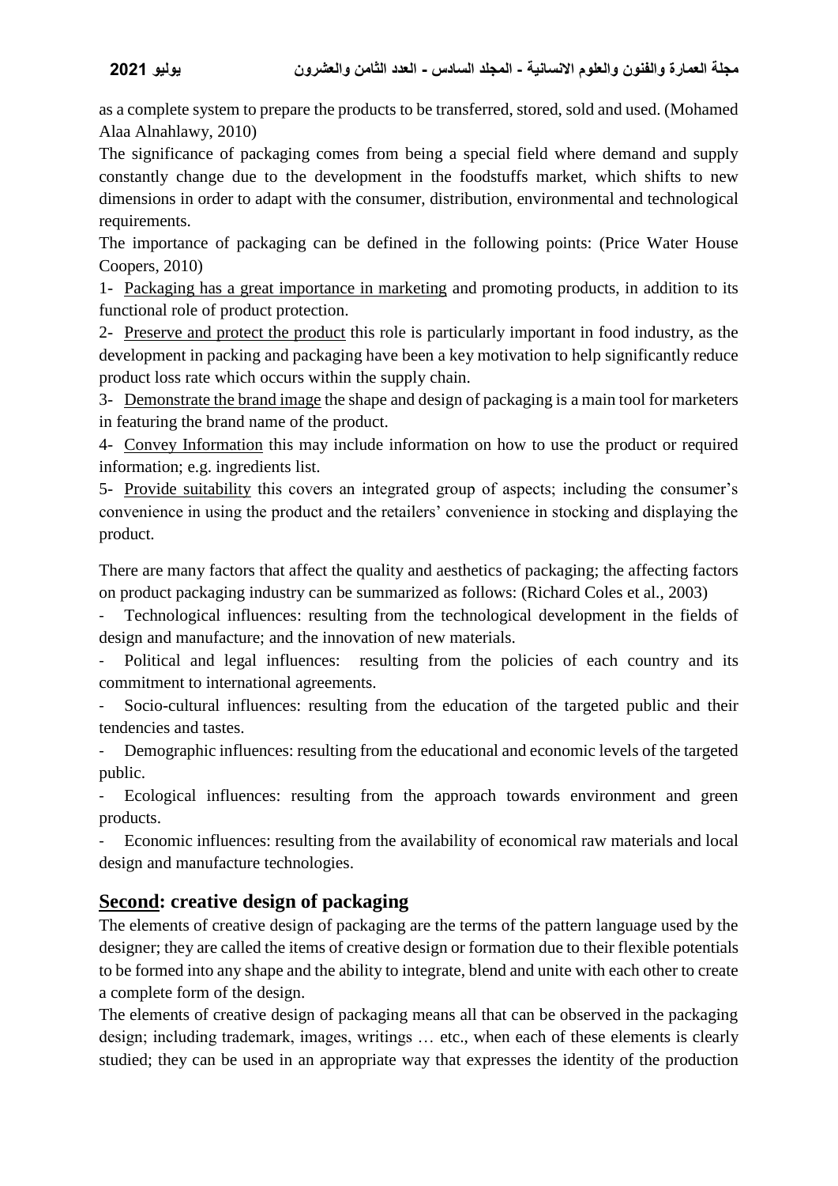as a complete system to prepare the products to be transferred, stored, sold and used. (Mohamed Alaa Alnahlawy, 2010)

The significance of packaging comes from being a special field where demand and supply constantly change due to the development in the foodstuffs market, which shifts to new dimensions in order to adapt with the consumer, distribution, environmental and technological requirements.

The importance of packaging can be defined in the following points: (Price Water House Coopers, 2010)

1- Packaging has a great importance in marketing and promoting products, in addition to its functional role of product protection.

2- Preserve and protect the product this role is particularly important in food industry, as the development in packing and packaging have been a key motivation to help significantly reduce product loss rate which occurs within the supply chain.

3- Demonstrate the brand image the shape and design of packaging is a main tool for marketers in featuring the brand name of the product.

4- Convey Information this may include information on how to use the product or required information; e.g. ingredients list.

5- Provide suitability this covers an integrated group of aspects; including the consumer's convenience in using the product and the retailers' convenience in stocking and displaying the product.

There are many factors that affect the quality and aesthetics of packaging; the affecting factors on product packaging industry can be summarized as follows: (Richard Coles et al., 2003)

- Technological influences: resulting from the technological development in the fields of design and manufacture; and the innovation of new materials.
- Political and legal influences: resulting from the policies of each country and its commitment to international agreements.
- Socio-cultural influences: resulting from the education of the targeted public and their tendencies and tastes.
- Demographic influences: resulting from the educational and economic levels of the targeted public.
- Ecological influences: resulting from the approach towards environment and green products.
- Economic influences: resulting from the availability of economical raw materials and local design and manufacture technologies.

## Second: creative design of packaging

The elements of creative design of packaging are the terms of the pattern language used by the designer; they are called the items of creative design or formation due to their flexible potentials to be formed into any shape and the ability to integrate, blend and unite with each other to create a complete form of the design.

The elements of creative design of packaging means all that can be observed in the packaging design; including trademark, images, writings … etc., when each of these elements is clearly studied; they can be used in an appropriate way that expresses the identity of the production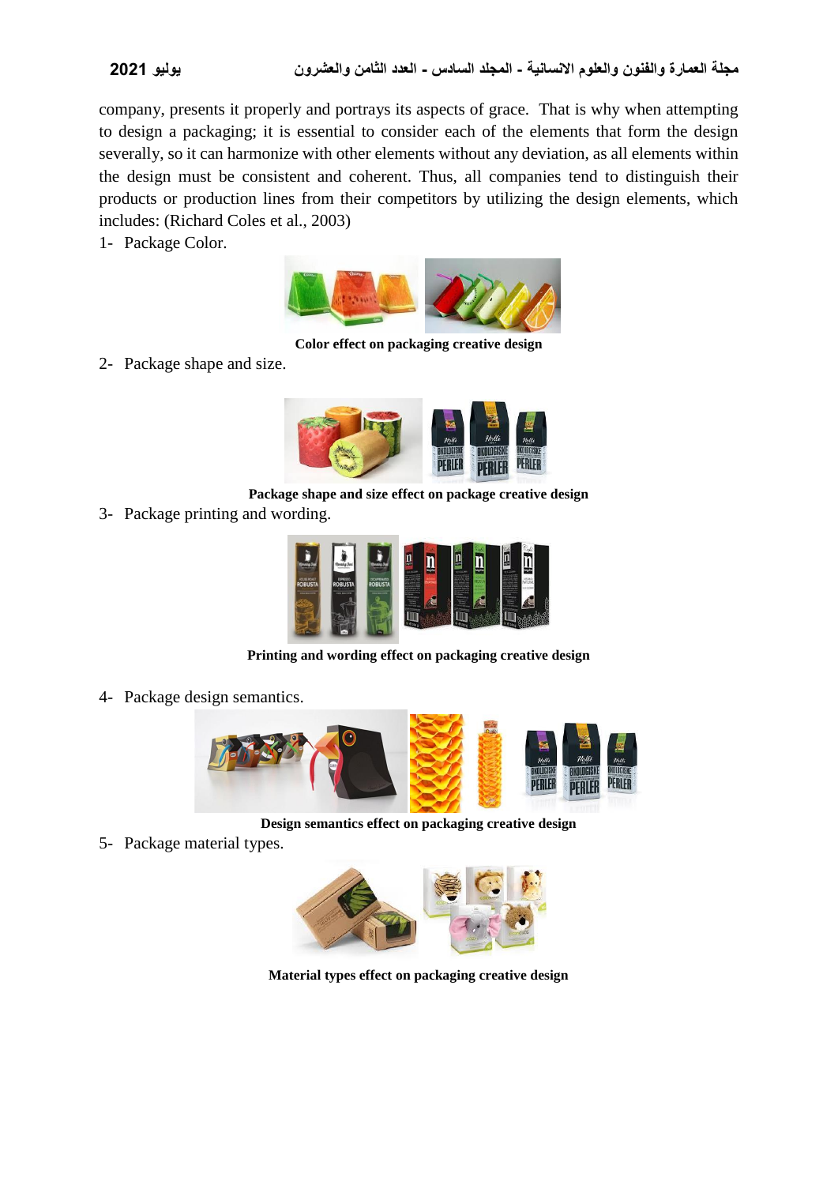company, presents it properly and portrays its aspects of grace. That is why when attempting to design a packaging; it is essential to consider each of the elements that form the design severally, so it can harmonize with other elements without any deviation, as all elements within the design must be consistent and coherent. Thus, all companies tend to distinguish their products or production lines from their competitors by utilizing the design elements, which includes: (Richard Coles et al., 2003)

1- Package Color.

**Color effect on packaging creative design**

2- Package shape and size.

**Package shape and size effect on package creative design**

3- Package printing and wording.

**Printing and wording effect on packaging creative design**

4- Package design semantics.

**Design semantics effect on packaging creative design**

5- Package material types.

**Material types effect on packaging creative design**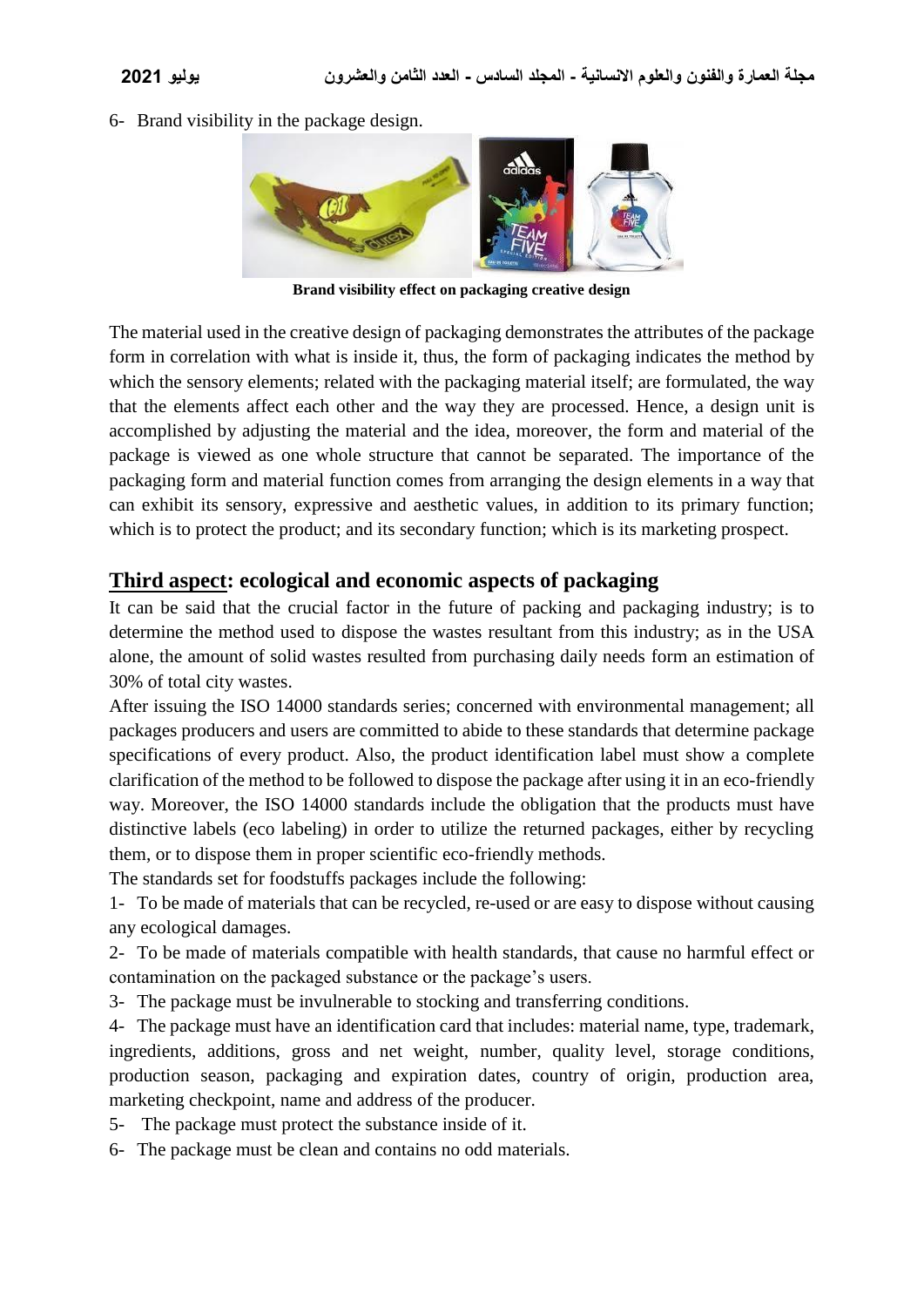6- Brand visibility in the package design.

**Brand visibility effect on packaging creative design**

The material used in the creative design of packaging demonstrates the attributes of the package form in correlation with what is inside it, thus, the form of packaging indicates the method by which the sensory elements; related with the packaging material itself; are formulated, the way that the elements affect each other and the way they are processed. Hence, a design unit is accomplished by adjusting the material and the idea, moreover, the form and material of the package is viewed as one whole structure that cannot be separated. The importance of the packaging form and material function comes from arranging the design elements in a way that can exhibit its sensory, expressive and aesthetic values, in addition to its primary function; which is to protect the product; and its secondary function; which is its marketing prospect.

## <u>Third aspect</u>: ecological and economic aspects of packaging

It can be said that the crucial factor in the future of packing and packaging industry; is to determine the method used to dispose the wastes resultant from this industry; as in the USA alone, the amount of solid wastes resulted from purchasing daily needs form an estimation of 30% of total city wastes.

After issuing the ISO 14000 standards series; concerned with environmental management; all packages producers and users are committed to abide to these standards that determine package specifications of every product. Also, the product identification label must show a complete clarification of the method to be followed to dispose the package after using it in an eco-friendly way. Moreover, the ISO 14000 standards include the obligation that the products must have distinctive labels (eco labeling) in order to utilize the returned packages, either by recycling them, or to dispose them in proper scientific eco-friendly methods.

The standards set for foodstuffs packages include the following:

1- To be made of materials that can be recycled, re-used or are easy to dispose without causing any ecological damages.

2- To be made of materials compatible with health standards, that cause no harmful effect or contamination on the packaged substance or the package's users.

3- The package must be invulnerable to stocking and transferring conditions.

4- The package must have an identification card that includes: material name, type, trademark, ingredients, additions, gross and net weight, number, quality level, storage conditions, production season, packaging and expiration dates, country of origin, production area, marketing checkpoint, name and address of the producer.

5- The package must protect the substance inside of it.

6- The package must be clean and contains no odd materials.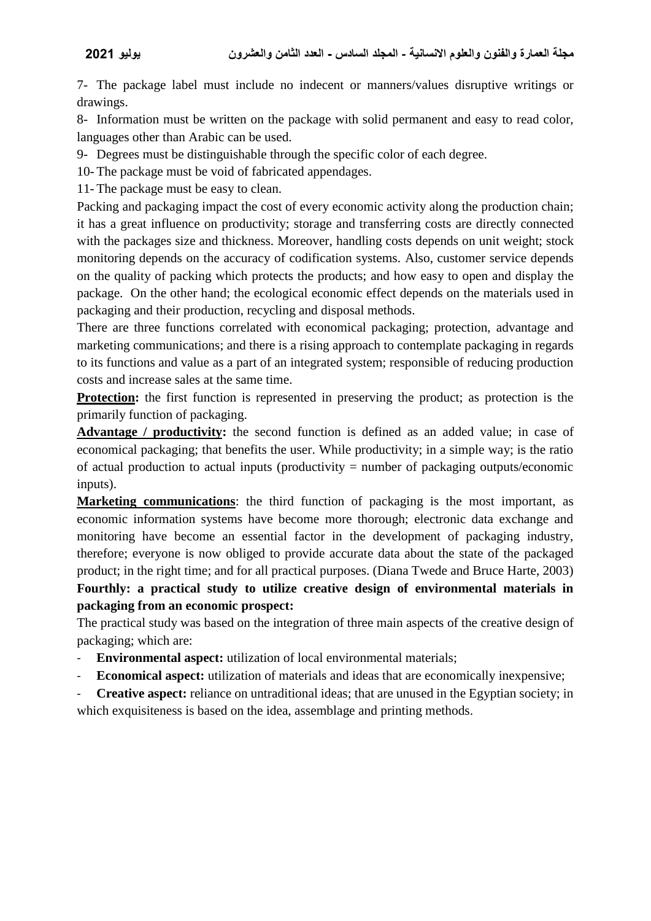7- The package label must include no indecent or manners/values disruptive writings or drawings.

8- Information must be written on the package with solid permanent and easy to read color, languages other than Arabic can be used.

9- Degrees must be distinguishable through the specific color of each degree.

10- The package must be void of fabricated appendages.

11- The package must be easy to clean.

Packing and packaging impact the cost of every economic activity along the production chain; it has a great influence on productivity; storage and transferring costs are directly connected with the packages size and thickness. Moreover, handling costs depends on unit weight; stock monitoring depends on the accuracy of codification systems. Also, customer service depends on the quality of packing which protects the products; and how easy to open and display the package. On the other hand; the ecological economic effect depends on the materials used in packaging and their production, recycling and disposal methods.

There are three functions correlated with economical packaging; protection, advantage and marketing communications; and there is a rising approach to contemplate packaging in regards to its functions and value as a part of an integrated system; responsible of reducing production costs and increase sales at the same time.

**Protection:** the first function is represented in preserving the product; as protection is the primarily function of packaging.

**Advantage / productivity:** the second function is defined as an added value; in case of economical packaging; that benefits the user. While productivity; in a simple way; is the ratio of actual production to actual inputs (productivity = number of packaging outputs/economic inputs).

**Marketing communications**: the third function of packaging is the most important, as economic information systems have become more thorough; electronic data exchange and monitoring have become an essential factor in the development of packaging industry, therefore; everyone is now obliged to provide accurate data about the state of the packaged product; in the right time; and for all practical purposes. (Diana Twede and Bruce Harte, 2003)

**Fourthly: a practical study to utilize creative design of environmental materials in packaging from an economic prospect:**

The practical study was based on the integration of three main aspects of the creative design of packaging; which are:

- **Environmental aspect:** utilization of local environmental materials;
- **Economical aspect:** utilization of materials and ideas that are economically inexpensive;
- **Creative aspect:** reliance on untraditional ideas; that are unused in the Egyptian society; in which exquisiteness is based on the idea, assemblage and printing methods.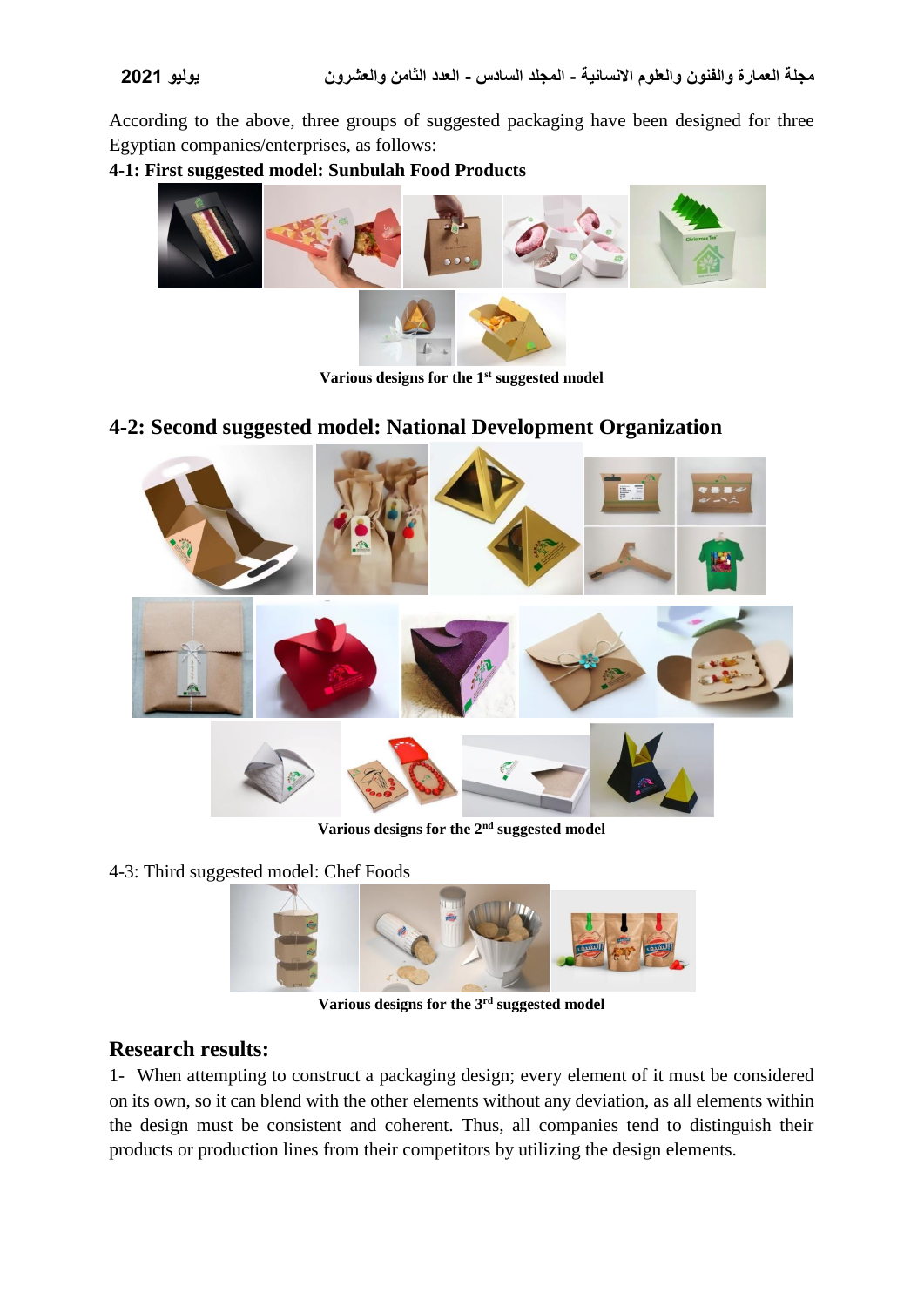According to the above, three groups of suggested packaging have been designed for three Egyptian companies/enterprises, as follows:

**4-1: First suggested model: Sunbulah Food Products**

**Various designs for the 1st suggested model**

## 4-2: Second suggested model: National Development Organization

**Various designs for the 2nd suggested model**

4-3: Third suggested model: Chef Foods

**Various designs for the 3rd suggested model**

## Research results:

1- When attempting to construct a packaging design; every element of it must be considered on its own, so it can blend with the other elements without any deviation, as all elements within the design must be consistent and coherent. Thus, all companies tend to distinguish their products or production lines from their competitors by utilizing the design elements.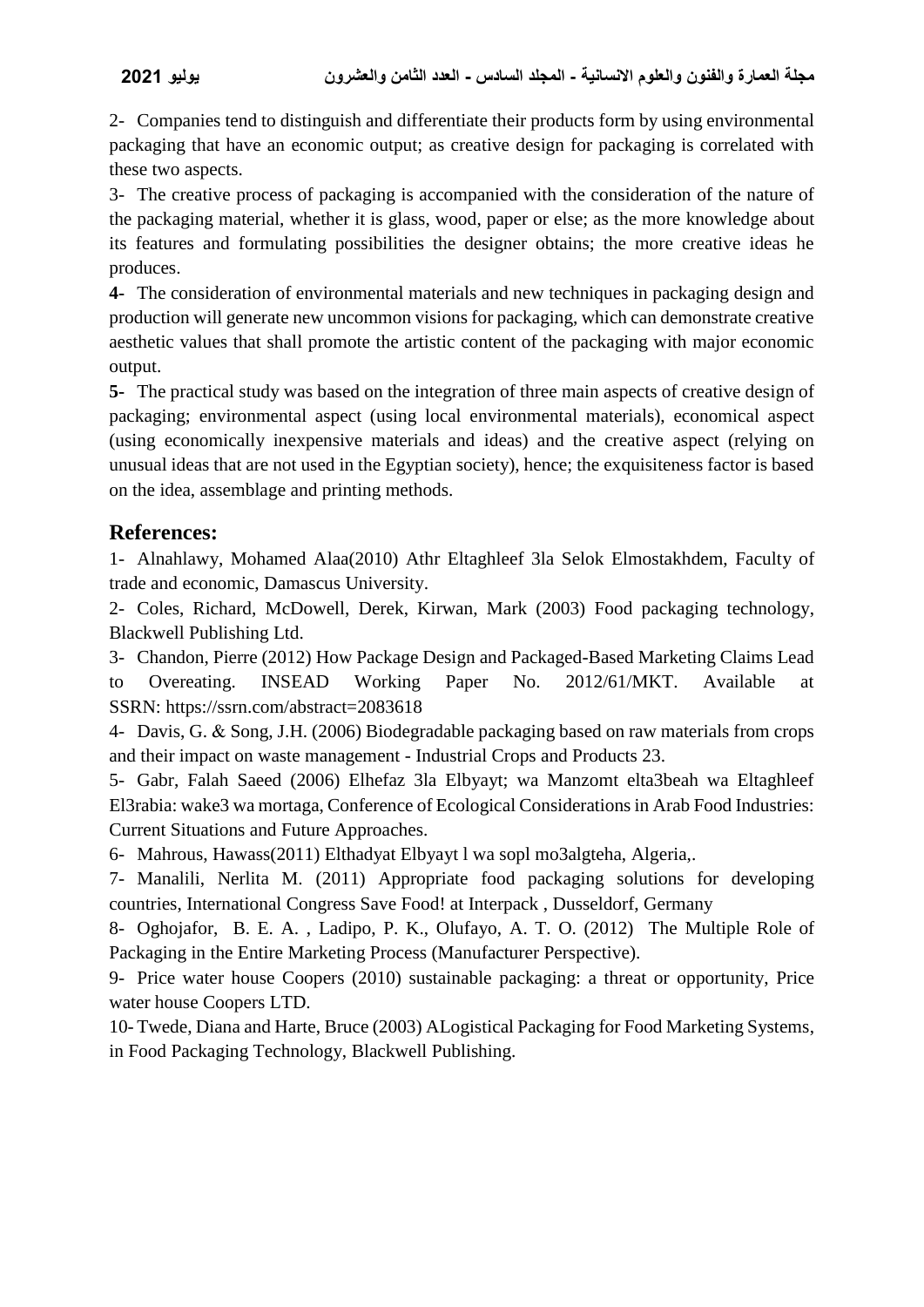2- Companies tend to distinguish and differentiate their products form by using environmental packaging that have an economic output; as creative design for packaging is correlated with these two aspects.

3- The creative process of packaging is accompanied with the consideration of the nature of the packaging material, whether it is glass, wood, paper or else; as the more knowledge about its features and formulating possibilities the designer obtains; the more creative ideas he produces.

**4-** The consideration of environmental materials and new techniques in packaging design and production will generate new uncommon visions for packaging, which can demonstrate creative aesthetic values that shall promote the artistic content of the packaging with major economic output.

**5-** The practical study was based on the integration of three main aspects of creative design of packaging; environmental aspect (using local environmental materials), economical aspect (using economically inexpensive materials and ideas) and the creative aspect (relying on unusual ideas that are not used in the Egyptian society), hence; the exquisiteness factor is based on the idea, assemblage and printing methods.

## References:

1- Alnahlawy, Mohamed Alaa(2010) Athr Eltaghleef 3la Selok Elmostakhdem, Faculty of trade and economic, Damascus University.

2- Coles, Richard, McDowell, Derek, Kirwan, Mark (2003) Food packaging technology, Blackwell Publishing Ltd.

3- Chandon, Pierre (2012) How Package Design and Packaged-Based Marketing Claims Lead to Overeating. INSEAD Working Paper No. 2012/61/MKT. Available at SSRN: https://ssrn.com/abstract=2083618

4- Davis, G. & Song, J.H. (2006) Biodegradable packaging based on raw materials from crops and their impact on waste management - Industrial Crops and Products 23.

5- Gabr, Falah Saeed (2006) Elhefaz 3la Elbyayt; wa Manzomt elta3beah wa Eltaghleef El3rabia: wake3 wa mortaga, Conference of Ecological Considerations in Arab Food Industries: Current Situations and Future Approaches.

6- Mahrous, Hawass(2011) Elthadyat Elbyayt l wa sopl mo3algteha, Algeria,.

7- Manalili, Nerlita M. (2011) Appropriate food packaging solutions for developing countries, International Congress Save Food! at Interpack , Dusseldorf, Germany

8- Oghojafor, B. E. A. , Ladipo, P. K., Olufayo, A. T. O. (2012) The Multiple Role of Packaging in the Entire Marketing Process (Manufacturer Perspective).

9- Price water house Coopers (2010) sustainable packaging: a threat or opportunity, Price water house Coopers LTD.

10- Twede, Diana and Harte, Bruce (2003) ALogistical Packaging for Food Marketing Systems, in Food Packaging Technology, Blackwell Publishing.